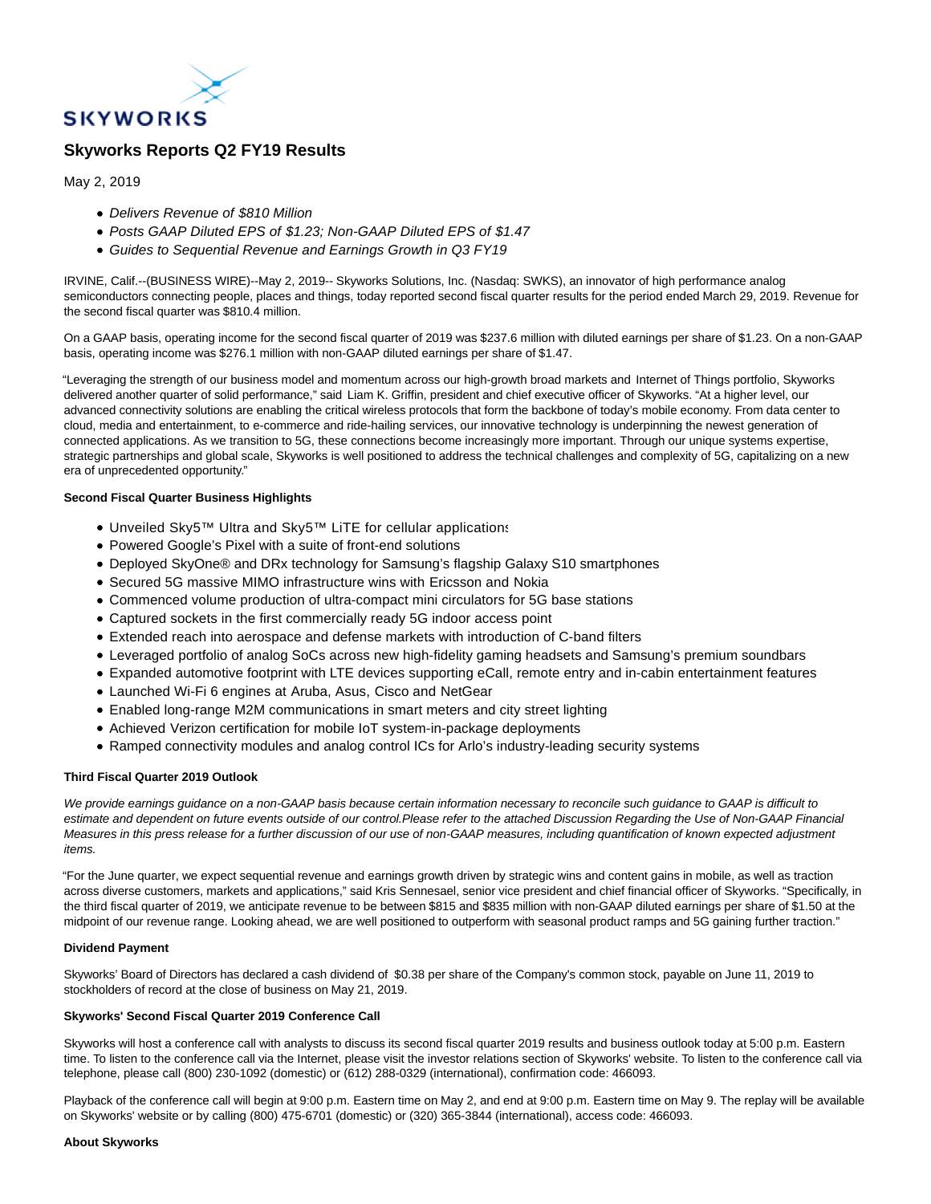SKYWORKS

# Skyworks Reports Q2 FY19 Results

May 2, 2019

- *Delivers Revenue of $810 Million*
- *Posts GAAP Diluted EPS of $1.23; Non-GAAP Diluted EPS of $1.47*
- *Guides to Sequential Revenue and Earnings Growth in Q3 FY19*

IRVINE, Calif.--(BUSINESS WIRE)--May 2, 2019-- Skyworks Solutions, Inc. (Nasdaq: SWKS), an innovator of high performance analog semiconductors connecting people, places and things, today reported second fiscal quarter results for the period ended March 29, 2019. Revenue for the second fiscal quarter was $810.4 million.

On a GAAP basis, operating income for the second fiscal quarter of 2019 was $237.6 million with diluted earnings per share of $1.23. On a non-GAAP basis, operating income was $276.1 million with non-GAAP diluted earnings per share of $1.47.

"Leveraging the strength of our business model and momentum across our high-growth broad markets and Internet of Things portfolio, Skyworks delivered another quarter of solid performance," said Liam K. Griffin, president and chief executive officer of Skyworks. "At a higher level, our advanced connectivity solutions are enabling the critical wireless protocols that form the backbone of today's mobile economy. From data center to cloud, media and entertainment, to e-commerce and ride-hailing services, our innovative technology is underpinning the newest generation of connected applications. As we transition to 5G, these connections become increasingly more important. Through our unique systems expertise, strategic partnerships and global scale, Skyworks is well positioned to address the technical challenges and complexity of 5G, capitalizing on a new era of unprecedented opportunity."

**Second Fiscal Quarter Business Highlights**

- Unveiled Sky5™ Ultra and Sky5™ LiTE for cellular applications
- Powered Google's Pixel with a suite of front-end solutions
- Deployed SkyOne® and DRx technology for Samsung's flagship Galaxy S10 smartphones
- Secured 5G massive MIMO infrastructure wins with Ericsson and Nokia
- Commenced volume production of ultra-compact mini circulators for 5G base stations
- Captured sockets in the first commercially ready 5G indoor access point
- Extended reach into aerospace and defense markets with introduction of C-band filters
- Leveraged portfolio of analog SoCs across new high-fidelity gaming headsets and Samsung's premium soundbars
- Expanded automotive footprint with LTE devices supporting eCall, remote entry and in-cabin entertainment features
- Launched Wi-Fi 6 engines at Aruba, Asus, Cisco and NetGear
- Enabled long-range M2M communications in smart meters and city street lighting
- Achieved Verizon certification for mobile IoT system-in-package deployments
- Ramped connectivity modules and analog control ICs for Arlo's industry-leading security systems

**Third Fiscal Quarter 2019 Outlook**

*We provide earnings guidance on a non-GAAP basis because certain information necessary to reconcile such guidance to GAAP is difficult to estimate and dependent on future events outside of our control.Please refer to the attached Discussion Regarding the Use of Non-GAAP Financial Measures in this press release for a further discussion of our use of non-GAAP measures, including quantification of known expected adjustment items.*

"For the June quarter, we expect sequential revenue and earnings growth driven by strategic wins and content gains in mobile, as well as traction across diverse customers, markets and applications," said Kris Sennesael, senior vice president and chief financial officer of Skyworks. "Specifically, in the third fiscal quarter of 2019, we anticipate revenue to be between $815 and $835 million with non-GAAP diluted earnings per share of $1.50 at the midpoint of our revenue range. Looking ahead, we are well positioned to outperform with seasonal product ramps and 5G gaining further traction."

**Dividend Payment**

Skyworks' Board of Directors has declared a cash dividend of $0.38 per share of the Company's common stock, payable on June 11, 2019 to stockholders of record at the close of business on May 21, 2019.

**Skyworks' Second Fiscal Quarter 2019 Conference Call**

Skyworks will host a conference call with analysts to discuss its second fiscal quarter 2019 results and business outlook today at 5:00 p.m. Eastern time. To listen to the conference call via the Internet, please visit the investor relations section of Skyworks' website. To listen to the conference call via telephone, please call (800) 230-1092 (domestic) or (612) 288-0329 (international), confirmation code: 466093.

Playback of the conference call will begin at 9:00 p.m. Eastern time on May 2, and end at 9:00 p.m. Eastern time on May 9. The replay will be available on Skyworks' website or by calling (800) 475-6701 (domestic) or (320) 365-3844 (international), access code: 466093.

**About Skyworks**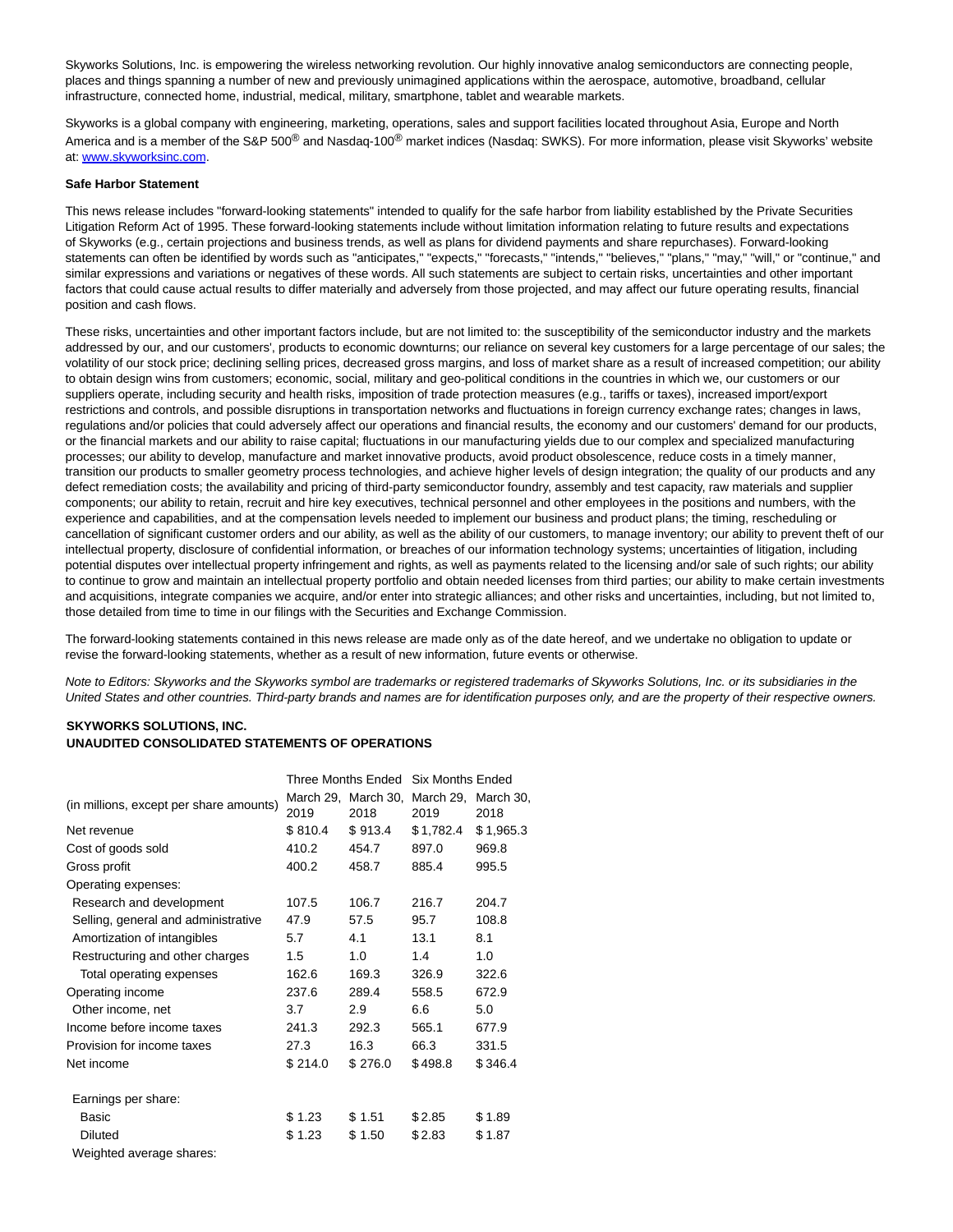Skyworks Solutions, Inc. is empowering the wireless networking revolution. Our highly innovative analog semiconductors are connecting people, places and things spanning a number of new and previously unimagined applications within the aerospace, automotive, broadband, cellular infrastructure, connected home, industrial, medical, military, smartphone, tablet and wearable markets.

Skyworks is a global company with engineering, marketing, operations, sales and support facilities located throughout Asia, Europe and North America and is a member of the S&P 500® and Nasdaq-100® market indices (Nasdaq: SWKS). For more information, please visit Skyworks' website at: www.skyworksinc.com.

**Safe Harbor Statement**

This news release includes "forward-looking statements" intended to qualify for the safe harbor from liability established by the Private Securities Litigation Reform Act of 1995. These forward-looking statements include without limitation information relating to future results and expectations of Skyworks (e.g., certain projections and business trends, as well as plans for dividend payments and share repurchases). Forward-looking statements can often be identified by words such as "anticipates," "expects," "forecasts," "intends," "believes," "plans," "may," "will," or "continue," and similar expressions and variations or negatives of these words. All such statements are subject to certain risks, uncertainties and other important factors that could cause actual results to differ materially and adversely from those projected, and may affect our future operating results, financial position and cash flows.

These risks, uncertainties and other important factors include, but are not limited to: the susceptibility of the semiconductor industry and the markets addressed by our, and our customers', products to economic downturns; our reliance on several key customers for a large percentage of our sales; the volatility of our stock price; declining selling prices, decreased gross margins, and loss of market share as a result of increased competition; our ability to obtain design wins from customers; economic, social, military and geo-political conditions in the countries in which we, our customers or our suppliers operate, including security and health risks, imposition of trade protection measures (e.g., tariffs or taxes), increased import/export restrictions and controls, and possible disruptions in transportation networks and fluctuations in foreign currency exchange rates; changes in laws, regulations and/or policies that could adversely affect our operations and financial results, the economy and our customers' demand for our products, or the financial markets and our ability to raise capital; fluctuations in our manufacturing yields due to our complex and specialized manufacturing processes; our ability to develop, manufacture and market innovative products, avoid product obsolescence, reduce costs in a timely manner, transition our products to smaller geometry process technologies, and achieve higher levels of design integration; the quality of our products and any defect remediation costs; the availability and pricing of third-party semiconductor foundry, assembly and test capacity, raw materials and supplier components; our ability to retain, recruit and hire key executives, technical personnel and other employees in the positions and numbers, with the experience and capabilities, and at the compensation levels needed to implement our business and product plans; the timing, rescheduling or cancellation of significant customer orders and our ability, as well as the ability of our customers, to manage inventory; our ability to prevent theft of our intellectual property, disclosure of confidential information, or breaches of our information technology systems; uncertainties of litigation, including potential disputes over intellectual property infringement and rights, as well as payments related to the licensing and/or sale of such rights; our ability to continue to grow and maintain an intellectual property portfolio and obtain needed licenses from third parties; our ability to make certain investments and acquisitions, integrate companies we acquire, and/or enter into strategic alliances; and other risks and uncertainties, including, but not limited to, those detailed from time to time in our filings with the Securities and Exchange Commission.

The forward-looking statements contained in this news release are made only as of the date hereof, and we undertake no obligation to update or revise the forward-looking statements, whether as a result of new information, future events or otherwise.

*Note to Editors: Skyworks and the Skyworks symbol are trademarks or registered trademarks of Skyworks Solutions, Inc. or its subsidiaries in the United States and other countries. Third-party brands and names are for identification purposes only, and are the property of their respective owners.*

**SKYWORKS SOLUTIONS, INC.**
**UNAUDITED CONSOLIDATED STATEMENTS OF OPERATIONS**

| | Three Months Ended | | Six Months Ended | |
|---|---|---|---|---|
| (in millions, except per share amounts) | March 29, 2019 | March 30, 2018 | March 29, 2019 | March 30, 2018 |
| Net revenue | $ 810.4 | $ 913.4 | $ 1,782.4 | $ 1,965.3 |
| Cost of goods sold | 410.2 | 454.7 | 897.0 | 969.8 |
| Gross profit | 400.2 | 458.7 | 885.4 | 995.5 |
| Operating expenses: | | | | |
| Research and development | 107.5 | 106.7 | 216.7 | 204.7 |
| Selling, general and administrative | 47.9 | 57.5 | 95.7 | 108.8 |
| Amortization of intangibles | 5.7 | 4.1 | 13.1 | 8.1 |
| Restructuring and other charges | 1.5 | 1.0 | 1.4 | 1.0 |
| Total operating expenses | 162.6 | 169.3 | 326.9 | 322.6 |
| Operating income | 237.6 | 289.4 | 558.5 | 672.9 |
| Other income, net | 3.7 | 2.9 | 6.6 | 5.0 |
| Income before income taxes | 241.3 | 292.3 | 565.1 | 677.9 |
| Provision for income taxes | 27.3 | 16.3 | 66.3 | 331.5 |
| Net income | $ 214.0 | $ 276.0 | $ 498.8 | $ 346.4 |
| | | | | |
| Earnings per share: | | | | |
| Basic | $ 1.23 | $ 1.51 | $ 2.85 | $ 1.89 |
| Diluted | $ 1.23 | $ 1.50 | $ 2.83 | $ 1.87 |
| Weighted average shares: | | | | |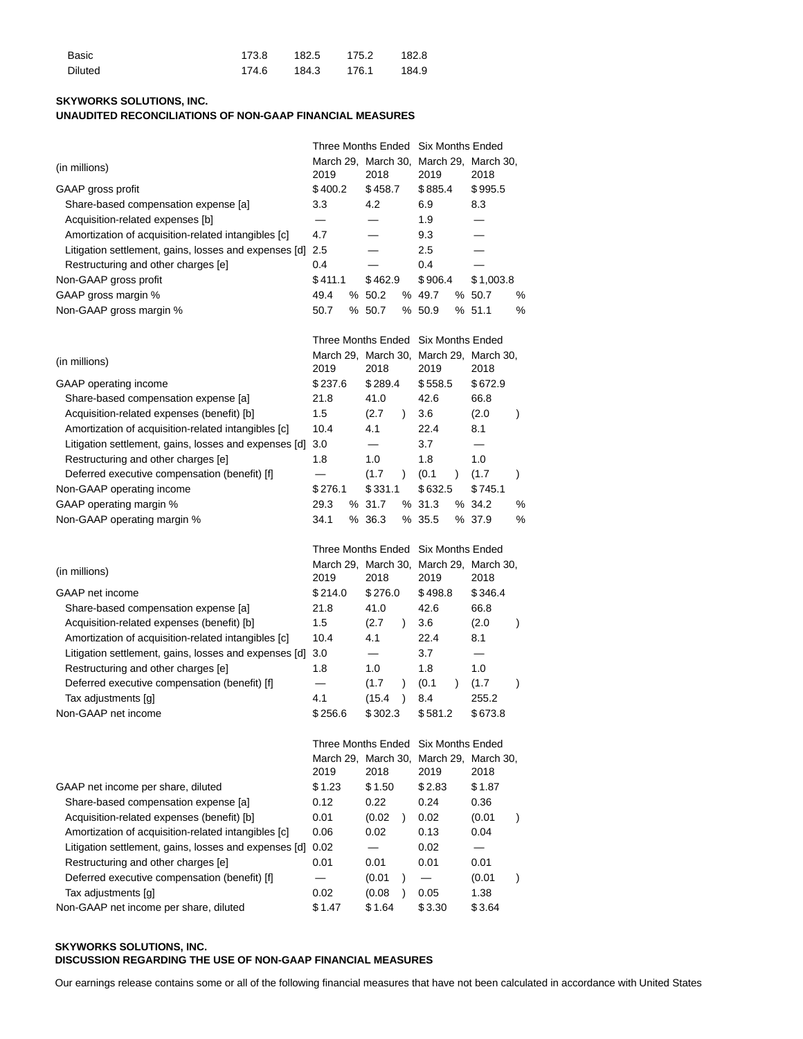| | | | | |
|---|---|---|---|---|
| Basic | 173.8 | 182.5 | 175.2 | 182.8 |
| Diluted | 174.6 | 184.3 | 176.1 | 184.9 |

**SKYWORKS SOLUTIONS, INC.**
**UNAUDITED RECONCILIATIONS OF NON-GAAP FINANCIAL MEASURES**

| (in millions) | Three Months Ended | | Six Months Ended | |
|---|---|---|---|---|
| | March 29, 2019 | March 30, 2018 | March 29, 2019 | March 30, 2018 |
| GAAP gross profit | $ 400.2 | $ 458.7 | $ 885.4 | $ 995.5 |
| Share-based compensation expense [a] | 3.3 | 4.2 | 6.9 | 8.3 |
| Acquisition-related expenses [b] | — | — | 1.9 | — |
| Amortization of acquisition-related intangibles [c] | 4.7 | — | 9.3 | — |
| Litigation settlement, gains, losses and expenses [d] | 2.5 | — | 2.5 | — |
| Restructuring and other charges [e] | 0.4 | — | 0.4 | — |
| Non-GAAP gross profit | $ 411.1 | $ 462.9 | $ 906.4 | $ 1,003.8 |
| GAAP gross margin % | 49.4 % | 50.2 % | 49.7 % | 50.7 % |
| Non-GAAP gross margin % | 50.7 % | 50.7 % | 50.9 % | 51.1 % |

| (in millions) | Three Months Ended | | Six Months Ended | |
|---|---|---|---|---|
| | March 29, 2019 | March 30, 2018 | March 29, 2019 | March 30, 2018 |
| GAAP operating income | $ 237.6 | $ 289.4 | $ 558.5 | $ 672.9 |
| Share-based compensation expense [a] | 21.8 | 41.0 | 42.6 | 66.8 |
| Acquisition-related expenses (benefit) [b] | 1.5 | (2.7 ) | 3.6 | (2.0 ) |
| Amortization of acquisition-related intangibles [c] | 10.4 | 4.1 | 22.4 | 8.1 |
| Litigation settlement, gains, losses and expenses [d] | 3.0 | — | 3.7 | — |
| Restructuring and other charges [e] | 1.8 | 1.0 | 1.8 | 1.0 |
| Deferred executive compensation (benefit) [f] | — | (1.7 ) | (0.1 ) | (1.7 ) |
| Non-GAAP operating income | $ 276.1 | $ 331.1 | $ 632.5 | $ 745.1 |
| GAAP operating margin % | 29.3 % | 31.7 % | 31.3 % | 34.2 % |
| Non-GAAP operating margin % | 34.1 % | 36.3 % | 35.5 % | 37.9 % |

| (in millions) | Three Months Ended | | Six Months Ended | |
|---|---|---|---|---|
| | March 29, 2019 | March 30, 2018 | March 29, 2019 | March 30, 2018 |
| GAAP net income | $ 214.0 | $ 276.0 | $ 498.8 | $ 346.4 |
| Share-based compensation expense [a] | 21.8 | 41.0 | 42.6 | 66.8 |
| Acquisition-related expenses (benefit) [b] | 1.5 | (2.7 ) | 3.6 | (2.0 ) |
| Amortization of acquisition-related intangibles [c] | 10.4 | 4.1 | 22.4 | 8.1 |
| Litigation settlement, gains, losses and expenses [d] | 3.0 | — | 3.7 | — |
| Restructuring and other charges [e] | 1.8 | 1.0 | 1.8 | 1.0 |
| Deferred executive compensation (benefit) [f] | — | (1.7 ) | (0.1 ) | (1.7 ) |
| Tax adjustments [g] | 4.1 | (15.4 ) | 8.4 | 255.2 |
| Non-GAAP net income | $ 256.6 | $ 302.3 | $ 581.2 | $ 673.8 |

| | Three Months Ended | | Six Months Ended | |
|---|---|---|---|---|
| | March 29, 2019 | March 30, 2018 | March 29, 2019 | March 30, 2018 |
| GAAP net income per share, diluted | $ 1.23 | $ 1.50 | $ 2.83 | $ 1.87 |
| Share-based compensation expense [a] | 0.12 | 0.22 | 0.24 | 0.36 |
| Acquisition-related expenses (benefit) [b] | 0.01 | (0.02 ) | 0.02 | (0.01 ) |
| Amortization of acquisition-related intangibles [c] | 0.06 | 0.02 | 0.13 | 0.04 |
| Litigation settlement, gains, losses and expenses [d] | 0.02 | — | 0.02 | — |
| Restructuring and other charges [e] | 0.01 | 0.01 | 0.01 | 0.01 |
| Deferred executive compensation (benefit) [f] | — | (0.01 ) | — | (0.01 ) |
| Tax adjustments [g] | 0.02 | (0.08 ) | 0.05 | 1.38 |
| Non-GAAP net income per share, diluted | $ 1.47 | $ 1.64 | $ 3.30 | $ 3.64 |

**SKYWORKS SOLUTIONS, INC.**
**DISCUSSION REGARDING THE USE OF NON-GAAP FINANCIAL MEASURES**

Our earnings release contains some or all of the following financial measures that have not been calculated in accordance with United States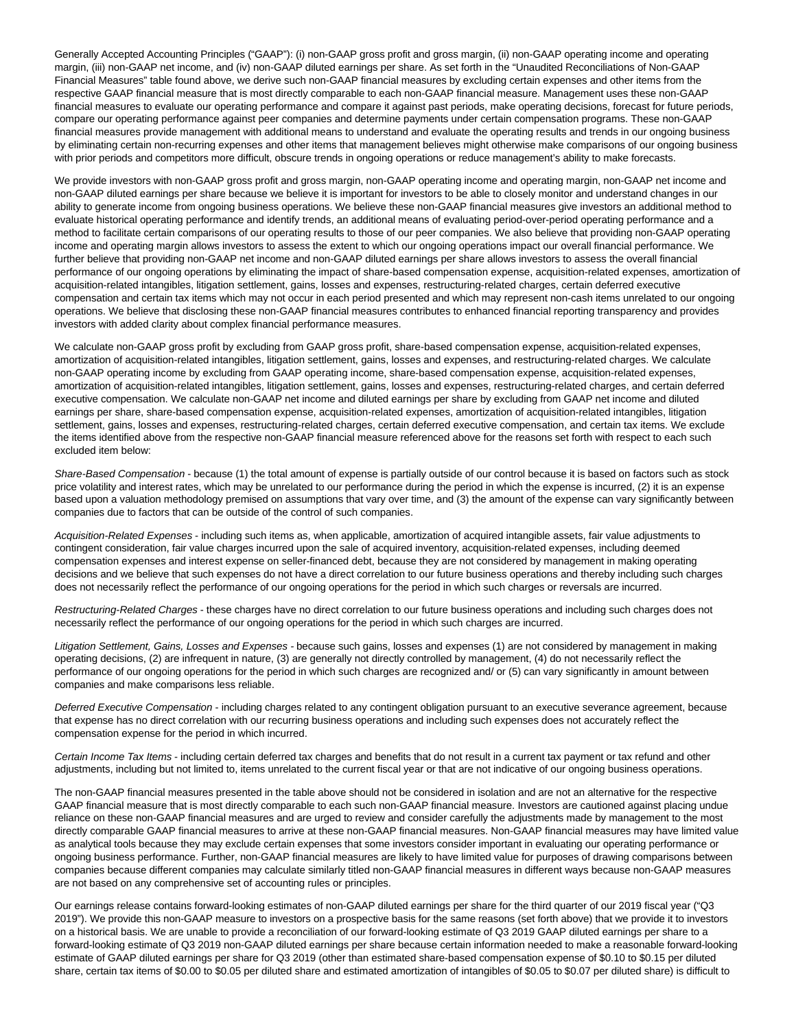Generally Accepted Accounting Principles ("GAAP"): (i) non-GAAP gross profit and gross margin, (ii) non-GAAP operating income and operating margin, (iii) non-GAAP net income, and (iv) non-GAAP diluted earnings per share. As set forth in the "Unaudited Reconciliations of Non-GAAP Financial Measures" table found above, we derive such non-GAAP financial measures by excluding certain expenses and other items from the respective GAAP financial measure that is most directly comparable to each non-GAAP financial measure. Management uses these non-GAAP financial measures to evaluate our operating performance and compare it against past periods, make operating decisions, forecast for future periods, compare our operating performance against peer companies and determine payments under certain compensation programs. These non-GAAP financial measures provide management with additional means to understand and evaluate the operating results and trends in our ongoing business by eliminating certain non-recurring expenses and other items that management believes might otherwise make comparisons of our ongoing business with prior periods and competitors more difficult, obscure trends in ongoing operations or reduce management's ability to make forecasts.

We provide investors with non-GAAP gross profit and gross margin, non-GAAP operating income and operating margin, non-GAAP net income and non-GAAP diluted earnings per share because we believe it is important for investors to be able to closely monitor and understand changes in our ability to generate income from ongoing business operations. We believe these non-GAAP financial measures give investors an additional method to evaluate historical operating performance and identify trends, an additional means of evaluating period-over-period operating performance and a method to facilitate certain comparisons of our operating results to those of our peer companies. We also believe that providing non-GAAP operating income and operating margin allows investors to assess the extent to which our ongoing operations impact our overall financial performance. We further believe that providing non-GAAP net income and non-GAAP diluted earnings per share allows investors to assess the overall financial performance of our ongoing operations by eliminating the impact of share-based compensation expense, acquisition-related expenses, amortization of acquisition-related intangibles, litigation settlement, gains, losses and expenses, restructuring-related charges, certain deferred executive compensation and certain tax items which may not occur in each period presented and which may represent non-cash items unrelated to our ongoing operations. We believe that disclosing these non-GAAP financial measures contributes to enhanced financial reporting transparency and provides investors with added clarity about complex financial performance measures.

We calculate non-GAAP gross profit by excluding from GAAP gross profit, share-based compensation expense, acquisition-related expenses, amortization of acquisition-related intangibles, litigation settlement, gains, losses and expenses, and restructuring-related charges. We calculate non-GAAP operating income by excluding from GAAP operating income, share-based compensation expense, acquisition-related expenses, amortization of acquisition-related intangibles, litigation settlement, gains, losses and expenses, restructuring-related charges, and certain deferred executive compensation. We calculate non-GAAP net income and diluted earnings per share by excluding from GAAP net income and diluted earnings per share, share-based compensation expense, acquisition-related expenses, amortization of acquisition-related intangibles, litigation settlement, gains, losses and expenses, restructuring-related charges, certain deferred executive compensation, and certain tax items. We exclude the items identified above from the respective non-GAAP financial measure referenced above for the reasons set forth with respect to each such excluded item below:

*Share-Based Compensation* - because (1) the total amount of expense is partially outside of our control because it is based on factors such as stock price volatility and interest rates, which may be unrelated to our performance during the period in which the expense is incurred, (2) it is an expense based upon a valuation methodology premised on assumptions that vary over time, and (3) the amount of the expense can vary significantly between companies due to factors that can be outside of the control of such companies.

*Acquisition-Related Expenses* - including such items as, when applicable, amortization of acquired intangible assets, fair value adjustments to contingent consideration, fair value charges incurred upon the sale of acquired inventory, acquisition-related expenses, including deemed compensation expenses and interest expense on seller-financed debt, because they are not considered by management in making operating decisions and we believe that such expenses do not have a direct correlation to our future business operations and thereby including such charges does not necessarily reflect the performance of our ongoing operations for the period in which such charges or reversals are incurred.

*Restructuring-Related Charges* - these charges have no direct correlation to our future business operations and including such charges does not necessarily reflect the performance of our ongoing operations for the period in which such charges are incurred.

*Litigation Settlement, Gains, Losses and Expenses* - because such gains, losses and expenses (1) are not considered by management in making operating decisions, (2) are infrequent in nature, (3) are generally not directly controlled by management, (4) do not necessarily reflect the performance of our ongoing operations for the period in which such charges are recognized and/ or (5) can vary significantly in amount between companies and make comparisons less reliable.

*Deferred Executive Compensation* - including charges related to any contingent obligation pursuant to an executive severance agreement, because that expense has no direct correlation with our recurring business operations and including such expenses does not accurately reflect the compensation expense for the period in which incurred.

*Certain Income Tax Items* - including certain deferred tax charges and benefits that do not result in a current tax payment or tax refund and other adjustments, including but not limited to, items unrelated to the current fiscal year or that are not indicative of our ongoing business operations.

The non-GAAP financial measures presented in the table above should not be considered in isolation and are not an alternative for the respective GAAP financial measure that is most directly comparable to each such non-GAAP financial measure. Investors are cautioned against placing undue reliance on these non-GAAP financial measures and are urged to review and consider carefully the adjustments made by management to the most directly comparable GAAP financial measures to arrive at these non-GAAP financial measures. Non-GAAP financial measures may have limited value as analytical tools because they may exclude certain expenses that some investors consider important in evaluating our operating performance or ongoing business performance. Further, non-GAAP financial measures are likely to have limited value for purposes of drawing comparisons between companies because different companies may calculate similarly titled non-GAAP financial measures in different ways because non-GAAP measures are not based on any comprehensive set of accounting rules or principles.

Our earnings release contains forward-looking estimates of non-GAAP diluted earnings per share for the third quarter of our 2019 fiscal year ("Q3 2019"). We provide this non-GAAP measure to investors on a prospective basis for the same reasons (set forth above) that we provide it to investors on a historical basis. We are unable to provide a reconciliation of our forward-looking estimate of Q3 2019 GAAP diluted earnings per share to a forward-looking estimate of Q3 2019 non-GAAP diluted earnings per share because certain information needed to make a reasonable forward-looking estimate of GAAP diluted earnings per share for Q3 2019 (other than estimated share-based compensation expense of $0.10 to $0.15 per diluted share, certain tax items of $0.00 to $0.05 per diluted share and estimated amortization of intangibles of $0.05 to $0.07 per diluted share) is difficult to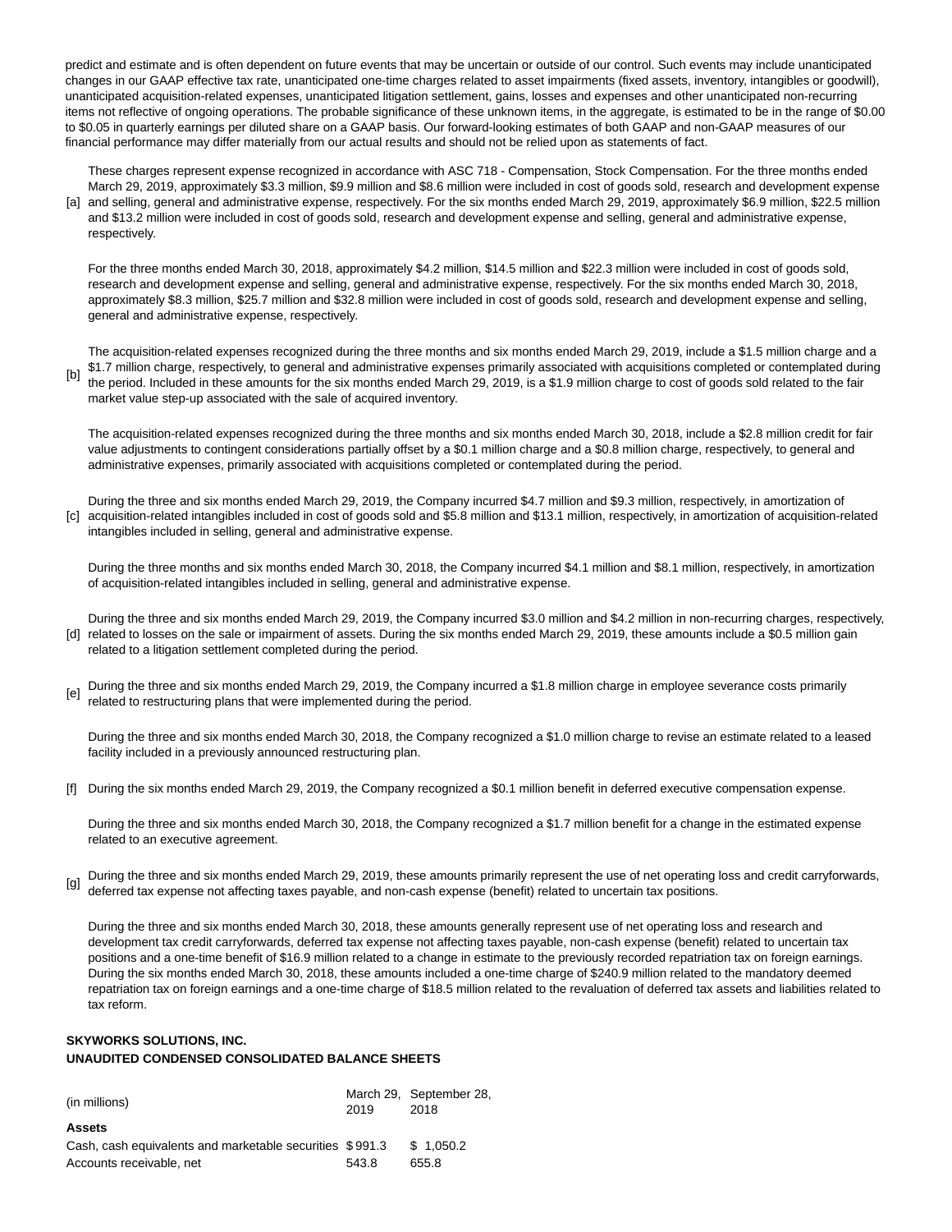predict and estimate and is often dependent on future events that may be uncertain or outside of our control. Such events may include unanticipated changes in our GAAP effective tax rate, unanticipated one-time charges related to asset impairments (fixed assets, inventory, intangibles or goodwill), unanticipated acquisition-related expenses, unanticipated litigation settlement, gains, losses and expenses and other unanticipated non-recurring items not reflective of ongoing operations. The probable significance of these unknown items, in the aggregate, is estimated to be in the range of $0.00 to $0.05 in quarterly earnings per diluted share on a GAAP basis. Our forward-looking estimates of both GAAP and non-GAAP measures of our financial performance may differ materially from our actual results and should not be relied upon as statements of fact.

[a] These charges represent expense recognized in accordance with ASC 718 - Compensation, Stock Compensation. For the three months ended March 29, 2019, approximately $3.3 million, $9.9 million and $8.6 million were included in cost of goods sold, research and development expense and selling, general and administrative expense, respectively. For the six months ended March 29, 2019, approximately $6.9 million, $22.5 million and $13.2 million were included in cost of goods sold, research and development expense and selling, general and administrative expense, respectively.

For the three months ended March 30, 2018, approximately $4.2 million, $14.5 million and $22.3 million were included in cost of goods sold, research and development expense and selling, general and administrative expense, respectively. For the six months ended March 30, 2018, approximately $8.3 million, $25.7 million and $32.8 million were included in cost of goods sold, research and development expense and selling, general and administrative expense, respectively.

[b] The acquisition-related expenses recognized during the three months and six months ended March 29, 2019, include a $1.5 million charge and a $1.7 million charge, respectively, to general and administrative expenses primarily associated with acquisitions completed or contemplated during the period. Included in these amounts for the six months ended March 29, 2019, is a $1.9 million charge to cost of goods sold related to the fair market value step-up associated with the sale of acquired inventory.

The acquisition-related expenses recognized during the three months and six months ended March 30, 2018, include a $2.8 million credit for fair value adjustments to contingent considerations partially offset by a $0.1 million charge and a $0.8 million charge, respectively, to general and administrative expenses, primarily associated with acquisitions completed or contemplated during the period.

[c] During the three and six months ended March 29, 2019, the Company incurred $4.7 million and $9.3 million, respectively, in amortization of acquisition-related intangibles included in cost of goods sold and $5.8 million and $13.1 million, respectively, in amortization of acquisition-related intangibles included in selling, general and administrative expense.

During the three months and six months ended March 30, 2018, the Company incurred $4.1 million and $8.1 million, respectively, in amortization of acquisition-related intangibles included in selling, general and administrative expense.

[d] During the three and six months ended March 29, 2019, the Company incurred $3.0 million and $4.2 million in non-recurring charges, respectively, related to losses on the sale or impairment of assets. During the six months ended March 29, 2019, these amounts include a $0.5 million gain related to a litigation settlement completed during the period.

[e] During the three and six months ended March 29, 2019, the Company incurred a $1.8 million charge in employee severance costs primarily related to restructuring plans that were implemented during the period.

During the three and six months ended March 30, 2018, the Company recognized a $1.0 million charge to revise an estimate related to a leased facility included in a previously announced restructuring plan.

[f] During the six months ended March 29, 2019, the Company recognized a $0.1 million benefit in deferred executive compensation expense.

During the three and six months ended March 30, 2018, the Company recognized a $1.7 million benefit for a change in the estimated expense related to an executive agreement.

[g] During the three and six months ended March 29, 2019, these amounts primarily represent the use of net operating loss and credit carryforwards, deferred tax expense not affecting taxes payable, and non-cash expense (benefit) related to uncertain tax positions.

During the three and six months ended March 30, 2018, these amounts generally represent use of net operating loss and research and development tax credit carryforwards, deferred tax expense not affecting taxes payable, non-cash expense (benefit) related to uncertain tax positions and a one-time benefit of $16.9 million related to a change in estimate to the previously recorded repatriation tax on foreign earnings. During the six months ended March 30, 2018, these amounts included a one-time charge of $240.9 million related to the mandatory deemed repatriation tax on foreign earnings and a one-time charge of $18.5 million related to the revaluation of deferred tax assets and liabilities related to tax reform.

**SKYWORKS SOLUTIONS, INC.**
**UNAUDITED CONDENSED CONSOLIDATED BALANCE SHEETS**

| (in millions) | March 29, 2019 | September 28, 2018 |
|---|---|---|
| **Assets** | | |
| Cash, cash equivalents and marketable securities | $ 991.3 | $ 1,050.2 |
| Accounts receivable, net | 543.8 | 655.8 |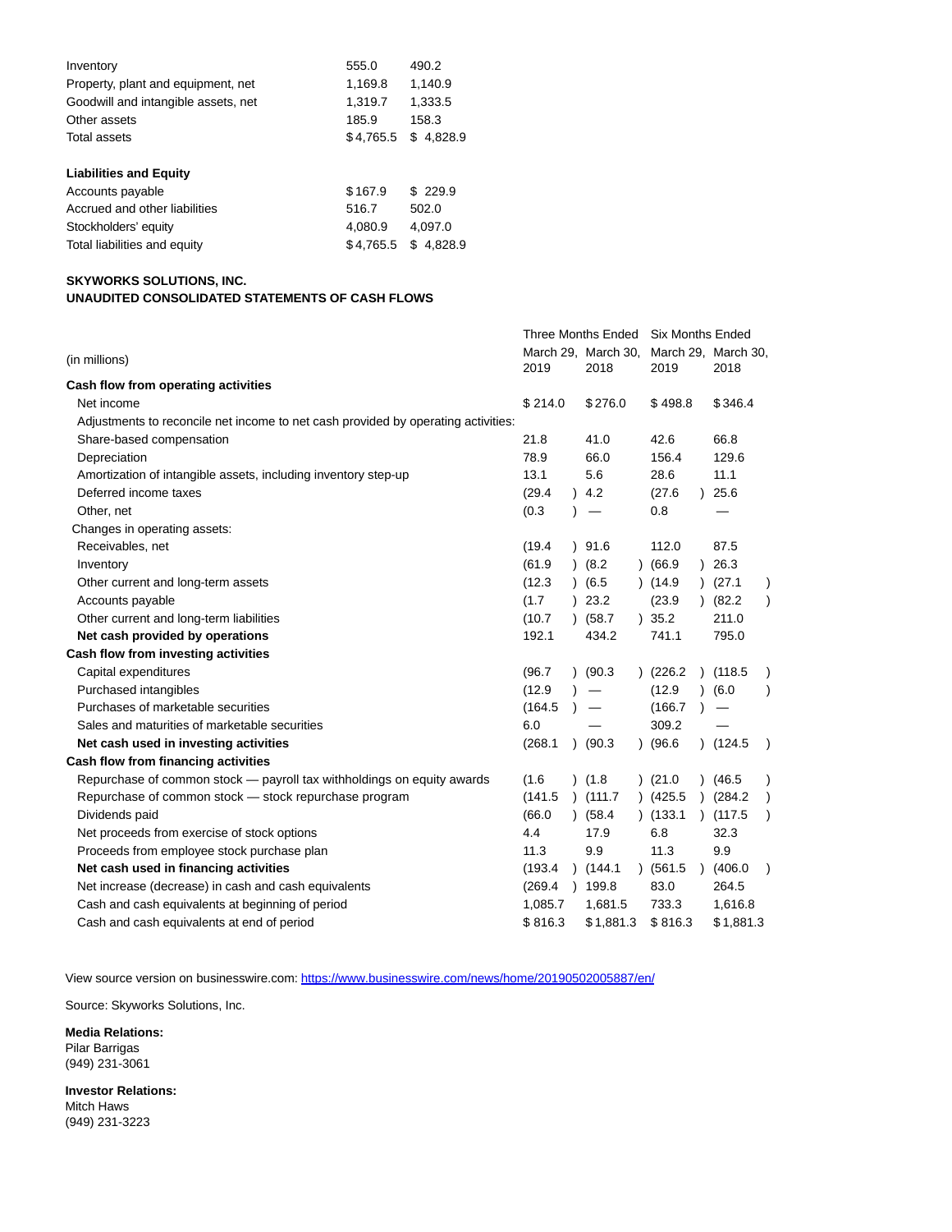| | | |
|---|---|---|
| Inventory | 555.0 | 490.2 |
| Property, plant and equipment, net | 1,169.8 | 1,140.9 |
| Goodwill and intangible assets, net | 1,319.7 | 1,333.5 |
| Other assets | 185.9 | 158.3 |
| Total assets | $4,765.5 | $ 4,828.9 |
| | | |
| **Liabilities and Equity** | | |
| Accounts payable | $167.9 | $ 229.9 |
| Accrued and other liabilities | 516.7 | 502.0 |
| Stockholders' equity | 4,080.9 | 4,097.0 |
| Total liabilities and equity | $4,765.5 | $ 4,828.9 |

**SKYWORKS SOLUTIONS, INC.**
**UNAUDITED CONSOLIDATED STATEMENTS OF CASH FLOWS**

| | Three Months Ended | | Six Months Ended | |
|---|---|---|---|---|
| (in millions) | March 29, 2019 | March 30, 2018 | March 29, 2019 | March 30, 2018 |
| **Cash flow from operating activities** | | | | |
| Net income | $214.0 | $276.0 | $498.8 | $346.4 |
| Adjustments to reconcile net income to net cash provided by operating activities: | | | | |
| Share-based compensation | 21.8 | 41.0 | 42.6 | 66.8 |
| Depreciation | 78.9 | 66.0 | 156.4 | 129.6 |
| Amortization of intangible assets, including inventory step-up | 13.1 | 5.6 | 28.6 | 11.1 |
| Deferred income taxes | (29.4) | 4.2 | (27.6) | 25.6 |
| Other, net | (0.3) | — | 0.8 | — |
| Changes in operating assets: | | | | |
| Receivables, net | (19.4) | 91.6 | 112.0 | 87.5 |
| Inventory | (61.9) | (8.2) | (66.9) | 26.3 |
| Other current and long-term assets | (12.3) | (6.5) | (14.9) | (27.1) |
| Accounts payable | (1.7) | 23.2 | (23.9) | (82.2) |
| Other current and long-term liabilities | (10.7) | (58.7) | 35.2 | 211.0 |
| **Net cash provided by operations** | 192.1 | 434.2 | 741.1 | 795.0 |
| **Cash flow from investing activities** | | | | |
| Capital expenditures | (96.7) | (90.3) | (226.2) | (118.5) |
| Purchased intangibles | (12.9) | — | (12.9) | (6.0) |
| Purchases of marketable securities | (164.5) | — | (166.7) | — |
| Sales and maturities of marketable securities | 6.0 | — | 309.2 | — |
| **Net cash used in investing activities** | (268.1) | (90.3) | (96.6) | (124.5) |
| **Cash flow from financing activities** | | | | |
| Repurchase of common stock — payroll tax withholdings on equity awards | (1.6) | (1.8) | (21.0) | (46.5) |
| Repurchase of common stock — stock repurchase program | (141.5) | (111.7) | (425.5) | (284.2) |
| Dividends paid | (66.0) | (58.4) | (133.1) | (117.5) |
| Net proceeds from exercise of stock options | 4.4 | 17.9 | 6.8 | 32.3 |
| Proceeds from employee stock purchase plan | 11.3 | 9.9 | 11.3 | 9.9 |
| **Net cash used in financing activities** | (193.4) | (144.1) | (561.5) | (406.0) |
| Net increase (decrease) in cash and cash equivalents | (269.4) | 199.8 | 83.0 | 264.5 |
| Cash and cash equivalents at beginning of period | 1,085.7 | 1,681.5 | 733.3 | 1,616.8 |
| Cash and cash equivalents at end of period | $816.3 | $1,881.3 | $816.3 | $1,881.3 |

View source version on businesswire.com: https://www.businesswire.com/news/home/20190502005887/en/

Source: Skyworks Solutions, Inc.

**Media Relations:**
Pilar Barrigas
(949) 231-3061

**Investor Relations:**
Mitch Haws
(949) 231-3223